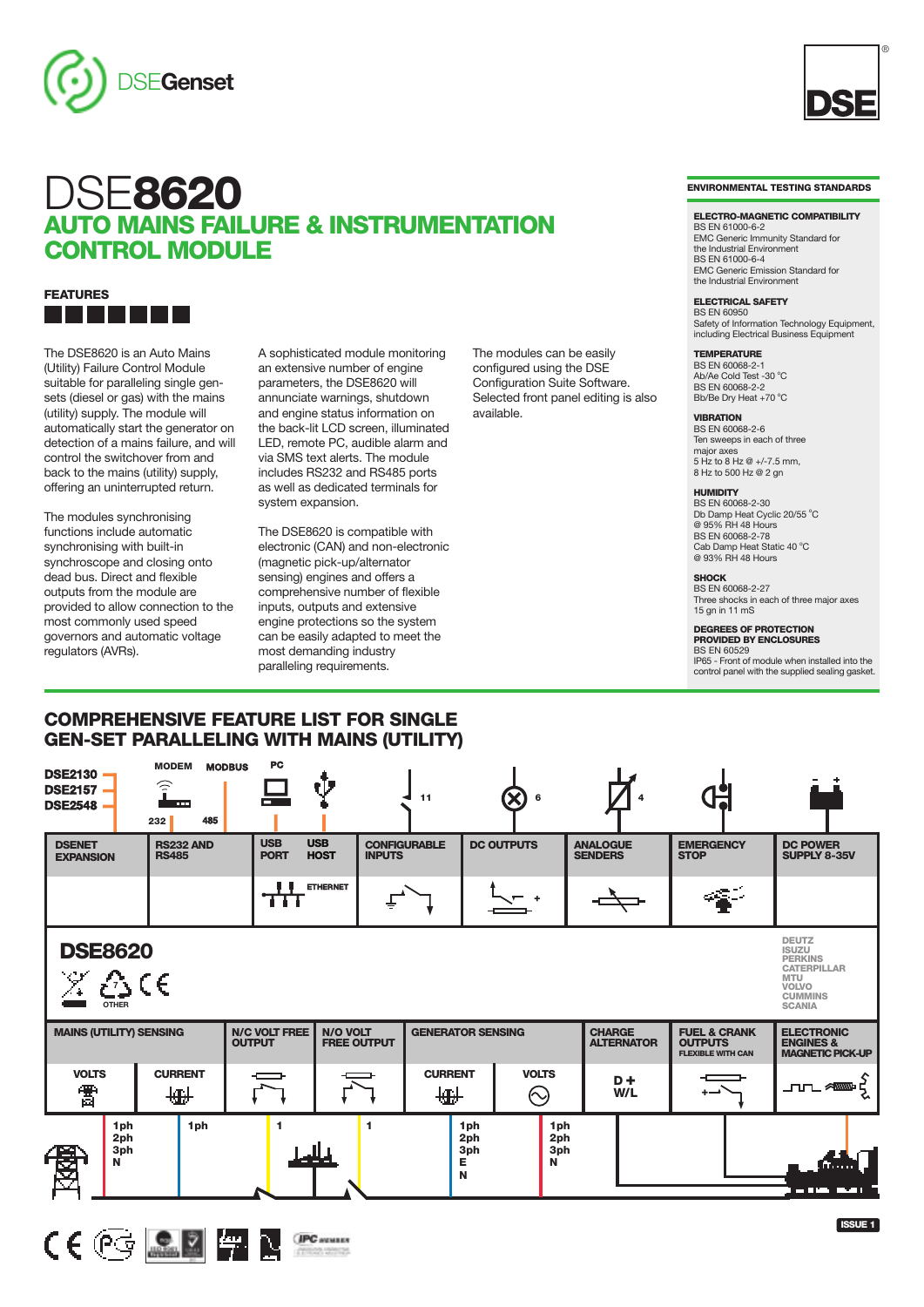DSEGenset

DSE

# DSE8620

## AUTO MAINS FAILURE & INSTRUMENTATION CONTROL MODULE

### FEATURES

The DSE8620 is an Auto Mains (Utility) Failure Control Module suitable for paralleling single gen-sets (diesel or gas) with the mains (utility) supply. The module will automatically start the generator on detection of a mains failure, and will control the switchover from and back to the mains (utility) supply, offering an uninterrupted return.

The modules synchronising functions include automatic synchronising with built-in synchroscope and closing onto dead bus. Direct and flexible outputs from the module are provided to allow connection to the most commonly used speed governors and automatic voltage regulators (AVRs).

A sophisticated module monitoring an extensive number of engine parameters, the DSE8620 will annunciate warnings, shutdown and engine status information on the back-lit LCD screen, illuminated LED, remote PC, audible alarm and via SMS text alerts. The module includes RS232 and RS485 ports as well as dedicated terminals for system expansion.

The DSE8620 is compatible with electronic (CAN) and non-electronic (magnetic pick-up/alternator sensing) engines and offers a comprehensive number of flexible inputs, outputs and extensive engine protections so the system can be easily adapted to meet the most demanding industry paralleling requirements.

The modules can be easily configured using the DSE Configuration Suite Software. Selected front panel editing is also available.

### ENVIRONMENTAL TESTING STANDARDS

**ELECTRO-MAGNETIC COMPATIBILITY**
BS EN 61000-6-2
EMC Generic Immunity Standard for the Industrial Environment
BS EN 61000-6-4
EMC Generic Emission Standard for the Industrial Environment

**ELECTRICAL SAFETY**
BS EN 60950
Safety of Information Technology Equipment, including Electrical Business Equipment

**TEMPERATURE**
BS EN 60068-2-1
Ab/Ae Cold Test -30 °C
BS EN 60068-2-2
Bb/Be Dry Heat +70 °C

**VIBRATION**
BS EN 60068-2-6
Ten sweeps in each of three major axes
5 Hz to 8 Hz @ +/-7.5 mm,
8 Hz to 500 Hz @ 2 gn

**HUMIDITY**
BS EN 60068-2-30
Db Damp Heat Cyclic 20/55 °C
@ 95% RH 48 Hours
BS EN 60068-2-78
Cab Damp Heat Static 40 °C
@ 93% RH 48 Hours

**SHOCK**
BS EN 60068-2-27
Three shocks in each of three major axes
15 gn in 11 mS

**DEGREES OF PROTECTION PROVIDED BY ENCLOSURES**
BS EN 60529
IP65 - Front of module when installed into the control panel with the supplied sealing gasket.

## COMPREHENSIVE FEATURE LIST FOR SINGLE GEN-SET PARALLELING WITH MAINS (UTILITY)

DSE2130, DSE2157, DSE2548

MODEM, MODBUS, PC, 232, 485

| DSENET EXPANSION | RS232 AND RS485 | USB PORT / USB HOST / ETHERNET | CONFIGURABLE INPUTS (11) | DC OUTPUTS (6) | ANALOGUE SENDERS (4) | EMERGENCY STOP | DC POWER SUPPLY 8-35V |
|---|---|---|---|---|---|---|---|

**DSE8620**

OTHER

DEUTZ, ISUZU, PERKINS, CATERPILLAR, MTU, VOLVO, CUMMINS, SCANIA

| MAINS (UTILITY) SENSING | | N/C VOLT FREE OUTPUT | N/O VOLT FREE OUTPUT | GENERATOR SENSING | | CHARGE ALTERNATOR | FUEL & CRANK OUTPUTS (FLEXIBLE WITH CAN) | ELECTRONIC ENGINES & MAGNETIC PICK-UP |
|---|---|---|---|---|---|---|---|---|
| VOLTS | CURRENT | | | CURRENT | VOLTS | D+ W/L | | |
| 1ph 2ph 3ph N | 1ph | 1 | 1 | 1ph 2ph 3ph E N | 1ph 2ph 3ph N | | | |

ISSUE 1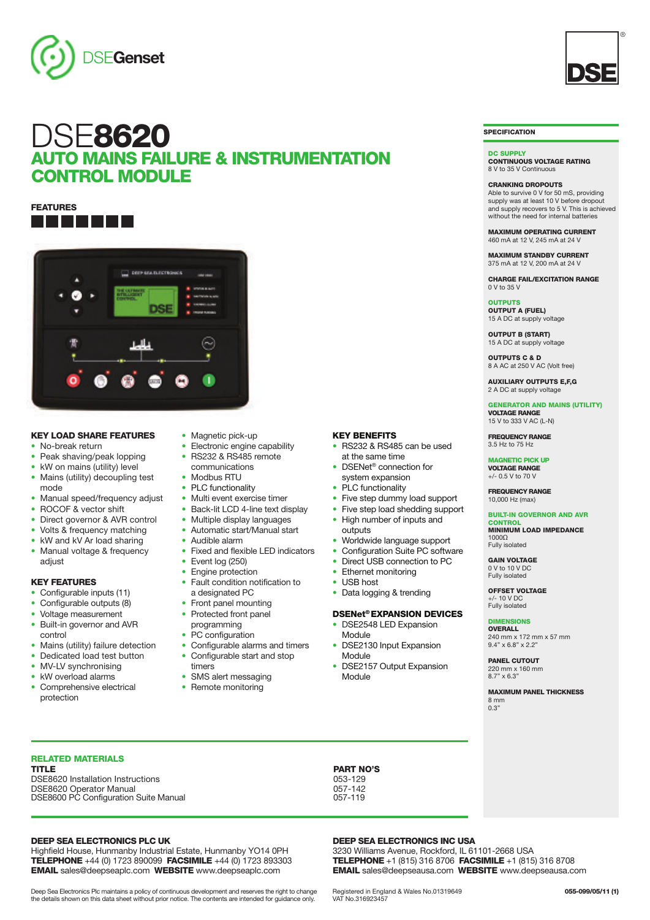DSEGenset

# DSE8620

## AUTO MAINS FAILURE & INSTRUMENTATION CONTROL MODULE

### FEATURES

### KEY LOAD SHARE FEATURES

- No-break return
- Peak shaving/peak lopping
- kW on mains (utility) level
- Mains (utility) decoupling test mode
- Manual speed/frequency adjust
- ROCOF & vector shift
- Direct governor & AVR control
- Volts & frequency matching
- kW and kV Ar load sharing
- Manual voltage & frequency adjust

### KEY FEATURES

- Configurable inputs (11)
- Configurable outputs (8)
- Voltage measurement
- Built-in governor and AVR control
- Mains (utility) failure detection
- Dedicated load test button
- MV-LV synchronising
- kW overload alarms
- Comprehensive electrical protection
- Magnetic pick-up
- Electronic engine capability
- RS232 & RS485 remote communications
- Modbus RTU
- PLC functionality
- Multi event exercise timer
- Back-lit LCD 4-line text display
- Multiple display languages
- Automatic start/Manual start
- Audible alarm
- Fixed and flexible LED indicators
- Event log (250)
- Engine protection
- Fault condition notification to a designated PC
- Front panel mounting
- Protected front panel programming
- PC configuration
- Configurable alarms and timers
- Configurable start and stop timers
- SMS alert messaging
- Remote monitoring

### KEY BENEFITS

- RS232 & RS485 can be used at the same time
- DSENet® connection for system expansion
- PLC functionality
- Five step dummy load support
- Five step load shedding support
- High number of inputs and outputs
- Worldwide language support
- Configuration Suite PC software
- Direct USB connection to PC
- Ethernet monitoring
- USB host
- Data logging & trending

### DSENet® EXPANSION DEVICES

- DSE2548 LED Expansion Module
- DSE2130 Input Expansion Module
- DSE2157 Output Expansion Module

### SPECIFICATION

**DC SUPPLY**

**CONTINUOUS VOLTAGE RATING**
8 V to 35 V Continuous

**CRANKING DROPOUTS**
Able to survive 0 V for 50 mS, providing supply was at least 10 V before dropout and supply recovers to 5 V. This is achieved without the need for internal batteries

**MAXIMUM OPERATING CURRENT**
460 mA at 12 V, 245 mA at 24 V

**MAXIMUM STANDBY CURRENT**
375 mA at 12 V, 200 mA at 24 V

**CHARGE FAIL/EXCITATION RANGE**
0 V to 35 V

**OUTPUTS**

**OUTPUT A (FUEL)**
15 A DC at supply voltage

**OUTPUT B (START)**
15 A DC at supply voltage

**OUTPUTS C & D**
8 A AC at 250 V AC (Volt free)

**AUXILIARY OUTPUTS E,F,G**
2 A DC at supply voltage

**GENERATOR AND MAINS (UTILITY)**

**VOLTAGE RANGE**
15 V to 333 V AC (L-N)

**FREQUENCY RANGE**
3.5 Hz to 75 Hz

**MAGNETIC PICK UP**

**VOLTAGE RANGE**
+/- 0.5 V to 70 V

**FREQUENCY RANGE**
10,000 Hz (max)

**BUILT-IN GOVERNOR AND AVR CONTROL**

**MINIMUM LOAD IMPEDANCE**
1000Ω
Fully isolated

**GAIN VOLTAGE**
0 V to 10 V DC
Fully isolated

**OFFSET VOLTAGE**
+/- 10 V DC
Fully isolated

**DIMENSIONS**

**OVERALL**
240 mm x 172 mm x 57 mm
9.4" x 6.8" x 2.2"

**PANEL CUTOUT**
220 mm x 160 mm
8.7" x 6.3"

**MAXIMUM PANEL THICKNESS**
8 mm
0.3"

### RELATED MATERIALS

| TITLE | PART NO'S |
|---|---|
| DSE8620 Installation Instructions | 053-129 |
| DSE8620 Operator Manual | 057-142 |
| DSE8600 PC Configuration Suite Manual | 057-119 |

**DEEP SEA ELECTRONICS PLC UK**
Highfield House, Hunmanby Industrial Estate, Hunmanby YO14 0PH
**TELEPHONE** +44 (0) 1723 890099 **FACSIMILE** +44 (0) 1723 893303
**EMAIL** sales@deepseaplc.com **WEBSITE** www.deepseaplc.com

**DEEP SEA ELECTRONICS INC USA**
3230 Williams Avenue, Rockford, IL 61101-2668 USA
**TELEPHONE** +1 (815) 316 8706 **FACSIMILE** +1 (815) 316 8708
**EMAIL** sales@deepseausa.com **WEBSITE** www.deepseausa.com

Deep Sea Electronics Plc maintains a policy of continuous development and reserves the right to change the details shown on this data sheet without prior notice. The contents are intended for guidance only.

Registered in England & Wales No.01319649
VAT No.316923457

055-099/05/11 (1)